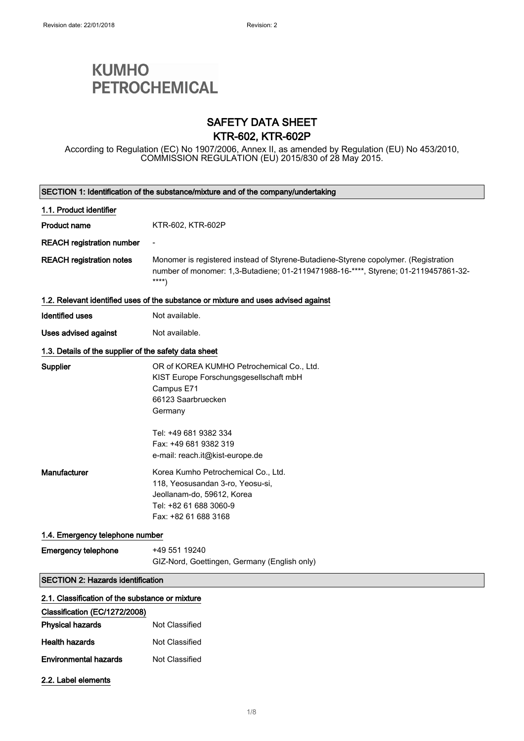Revision date: 22/01/2018 Revision: 2

**KUMHO PETROCHEMICAL**

# SAFETY DATA SHEET
# KTR-602, KTR-602P

According to Regulation (EC) No 1907/2006, Annex II, as amended by Regulation (EU) No 453/2010, COMMISSION REGULATION (EU) 2015/830 of 28 May 2015.

## SECTION 1: Identification of the substance/mixture and of the company/undertaking

### 1.1. Product identifier

| | |
|---|---|
| **Product name** | KTR-602, KTR-602P |
| **REACH registration number** | - |
| **REACH registration notes** | Monomer is registered instead of Styrene-Butadiene-Styrene copolymer. (Registration number of monomer: 1,3-Butadiene; 01-2119471988-16-****, Styrene; 01-2119457861-32-****) |

### 1.2. Relevant identified uses of the substance or mixture and uses advised against

| | |
|---|---|
| **Identified uses** | Not available. |
| **Uses advised against** | Not available. |

### 1.3. Details of the supplier of the safety data sheet

**Supplier**

OR of KOREA KUMHO Petrochemical Co., Ltd.
KIST Europe Forschungsgesellschaft mbH
Campus E71
66123 Saarbruecken
Germany

Tel: +49 681 9382 334
Fax: +49 681 9382 319
e-mail: reach.it@kist-europe.de

**Manufacturer**

Korea Kumho Petrochemical Co., Ltd.
118, Yeosusandan 3-ro, Yeosu-si,
Jeollanam-do, 59612, Korea
Tel: +82 61 688 3060-9
Fax: +82 61 688 3168

### 1.4. Emergency telephone number

**Emergency telephone**

+49 551 19240
GIZ-Nord, Goettingen, Germany (English only)

## SECTION 2: Hazards identification

### 2.1. Classification of the substance or mixture

**Classification (EC/1272/2008)**

| | |
|---|---|
| **Physical hazards** | Not Classified |
| **Health hazards** | Not Classified |
| **Environmental hazards** | Not Classified |

### 2.2. Label elements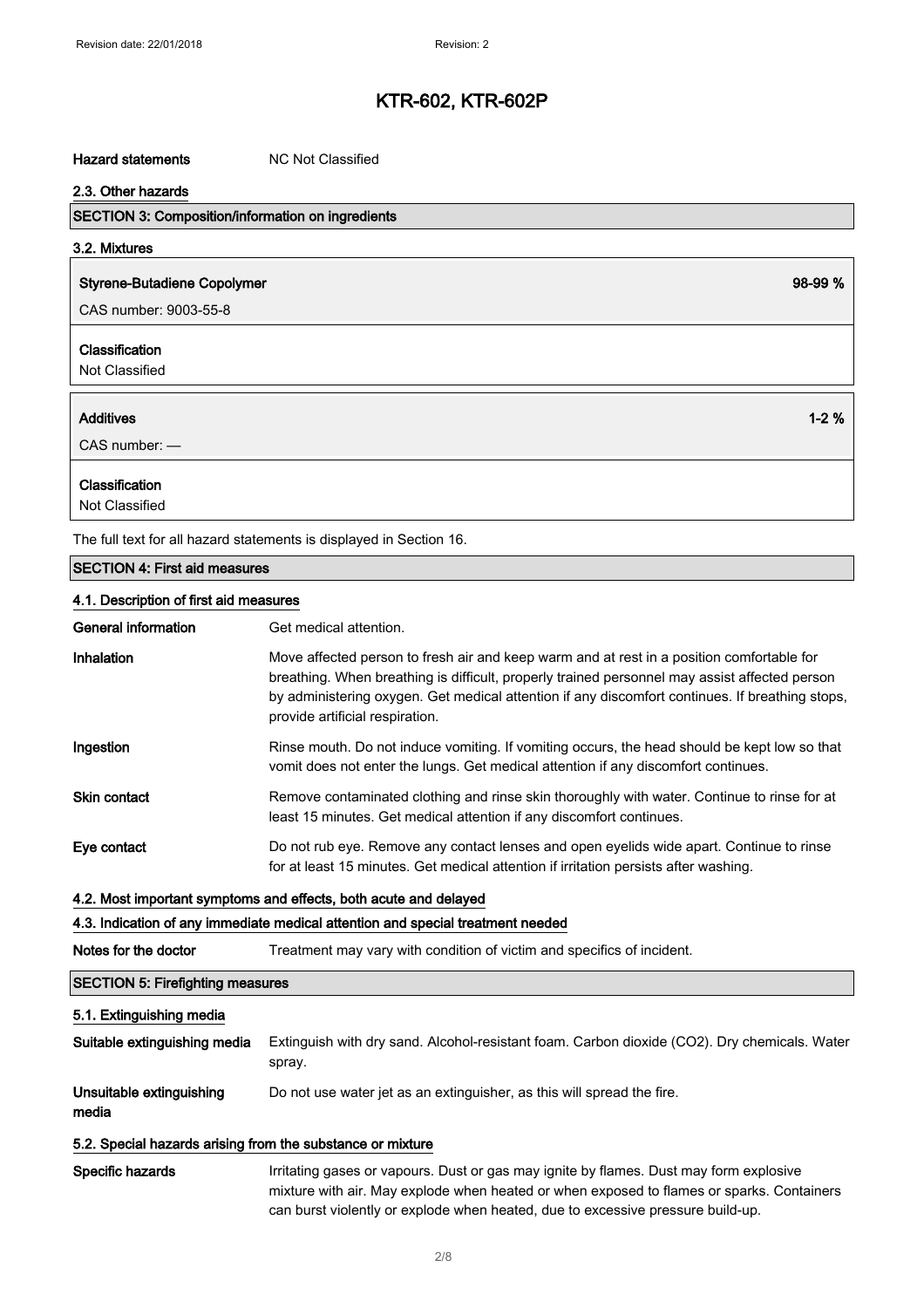# KTR-602, KTR-602P

**Hazard statements** NC Not Classified

### 2.3. Other hazards

## SECTION 3: Composition/information on ingredients

### 3.2. Mixtures

| **Styrene-Butadiene Copolymer** | **98-99 %** |
|---|---|
| CAS number: 9003-55-8 | |
| **Classification** | |
| Not Classified | |

| **Additives** | **1-2 %** |
|---|---|
| CAS number: — | |
| **Classification** | |
| Not Classified | |

The full text for all hazard statements is displayed in Section 16.

## SECTION 4: First aid measures

### 4.1. Description of first aid measures

**General information** Get medical attention.

**Inhalation** Move affected person to fresh air and keep warm and at rest in a position comfortable for breathing. When breathing is difficult, properly trained personnel may assist affected person by administering oxygen. Get medical attention if any discomfort continues. If breathing stops, provide artificial respiration.

**Ingestion** Rinse mouth. Do not induce vomiting. If vomiting occurs, the head should be kept low so that vomit does not enter the lungs. Get medical attention if any discomfort continues.

**Skin contact** Remove contaminated clothing and rinse skin thoroughly with water. Continue to rinse for at least 15 minutes. Get medical attention if any discomfort continues.

**Eye contact** Do not rub eye. Remove any contact lenses and open eyelids wide apart. Continue to rinse for at least 15 minutes. Get medical attention if irritation persists after washing.

### 4.2. Most important symptoms and effects, both acute and delayed

### 4.3. Indication of any immediate medical attention and special treatment needed

**Notes for the doctor** Treatment may vary with condition of victim and specifics of incident.

## SECTION 5: Firefighting measures

### 5.1. Extinguishing media

**Suitable extinguishing media** Extinguish with dry sand. Alcohol-resistant foam. Carbon dioxide ($CO_2$). Dry chemicals. Water spray.

**Unsuitable extinguishing media** Do not use water jet as an extinguisher, as this will spread the fire.

### 5.2. Special hazards arising from the substance or mixture

**Specific hazards** Irritating gases or vapours. Dust or gas may ignite by flames. Dust may form explosive mixture with air. May explode when heated or when exposed to flames or sparks. Containers can burst violently or explode when heated, due to excessive pressure build-up.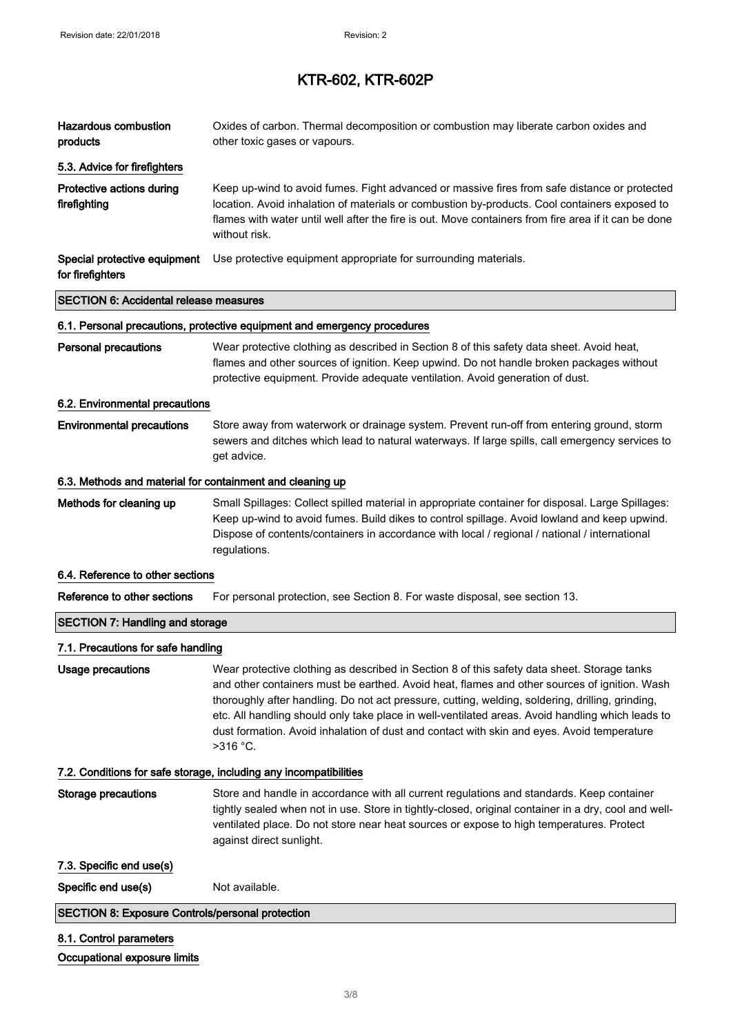**Hazardous combustion products** Oxides of carbon. Thermal decomposition or combustion may liberate carbon oxides and other toxic gases or vapours.

### 5.3. Advice for firefighters

**Protective actions during firefighting** Keep up-wind to avoid fumes. Fight advanced or massive fires from safe distance or protected location. Avoid inhalation of materials or combustion by-products. Cool containers exposed to flames with water until well after the fire is out. Move containers from fire area if it can be done without risk.

**Special protective equipment for firefighters** Use protective equipment appropriate for surrounding materials.

## SECTION 6: Accidental release measures

### 6.1. Personal precautions, protective equipment and emergency procedures

**Personal precautions** Wear protective clothing as described in Section 8 of this safety data sheet. Avoid heat, flames and other sources of ignition. Keep upwind. Do not handle broken packages without protective equipment. Provide adequate ventilation. Avoid generation of dust.

### 6.2. Environmental precautions

**Environmental precautions** Store away from waterwork or drainage system. Prevent run-off from entering ground, storm sewers and ditches which lead to natural waterways. If large spills, call emergency services to get advice.

### 6.3. Methods and material for containment and cleaning up

**Methods for cleaning up** Small Spillages: Collect spilled material in appropriate container for disposal. Large Spillages: Keep up-wind to avoid fumes. Build dikes to control spillage. Avoid lowland and keep upwind. Dispose of contents/containers in accordance with local / regional / national / international regulations.

### 6.4. Reference to other sections

**Reference to other sections** For personal protection, see Section 8. For waste disposal, see section 13.

## SECTION 7: Handling and storage

### 7.1. Precautions for safe handling

**Usage precautions** Wear protective clothing as described in Section 8 of this safety data sheet. Storage tanks and other containers must be earthed. Avoid heat, flames and other sources of ignition. Wash thoroughly after handling. Do not act pressure, cutting, welding, soldering, drilling, grinding, etc. All handling should only take place in well-ventilated areas. Avoid handling which leads to dust formation. Avoid inhalation of dust and contact with skin and eyes. Avoid temperature >316 °C.

### 7.2. Conditions for safe storage, including any incompatibilities

**Storage precautions** Store and handle in accordance with all current regulations and standards. Keep container tightly sealed when not in use. Store in tightly-closed, original container in a dry, cool and well-ventilated place. Do not store near heat sources or expose to high temperatures. Protect against direct sunlight.

### 7.3. Specific end use(s)

**Specific end use(s)** Not available.

## SECTION 8: Exposure Controls/personal protection

### 8.1. Control parameters

**Occupational exposure limits**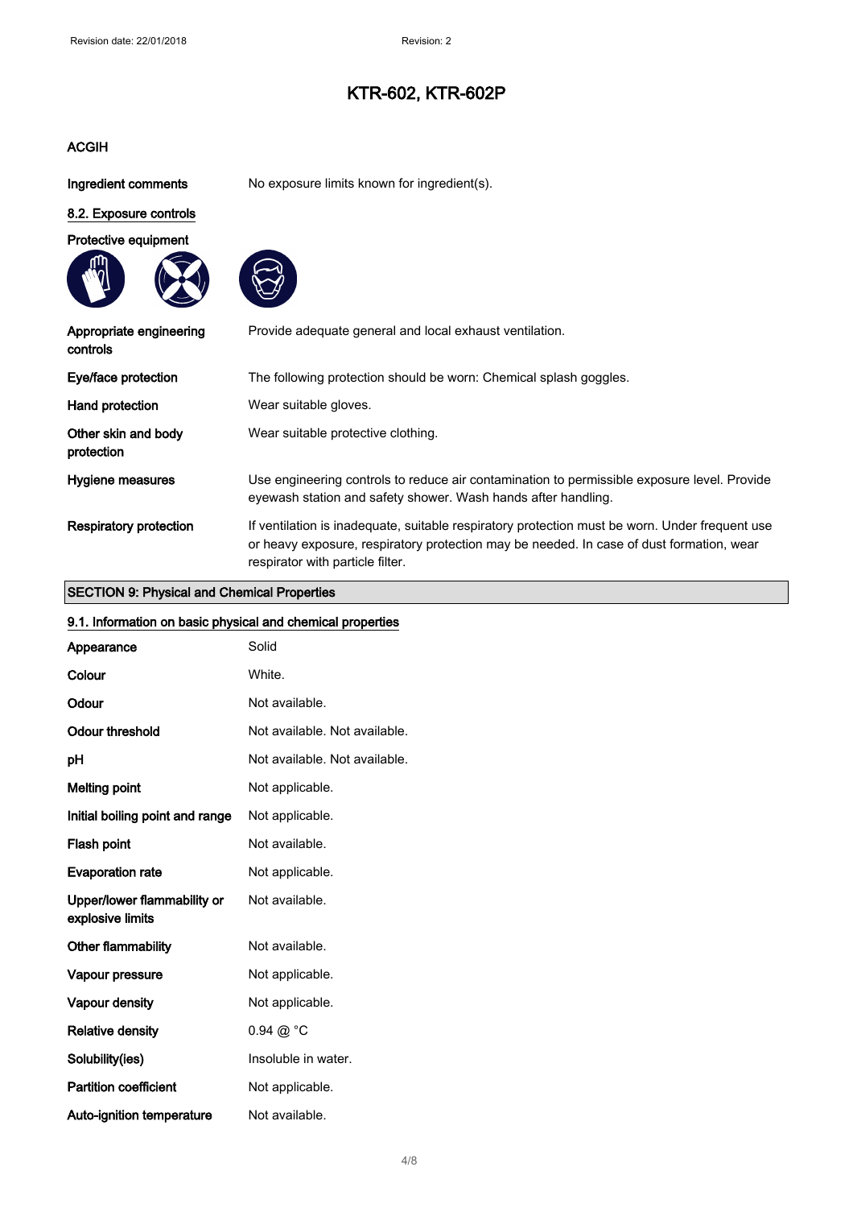## ACGIH

**Ingredient comments** No exposure limits known for ingredient(s).

### 8.2. Exposure controls

**Protective equipment**

**Appropriate engineering controls** Provide adequate general and local exhaust ventilation.

**Eye/face protection** The following protection should be worn: Chemical splash goggles.

**Hand protection** Wear suitable gloves.

**Other skin and body protection** Wear suitable protective clothing.

**Hygiene measures** Use engineering controls to reduce air contamination to permissible exposure level. Provide eyewash station and safety shower. Wash hands after handling.

**Respiratory protection** If ventilation is inadequate, suitable respiratory protection must be worn. Under frequent use or heavy exposure, respiratory protection may be needed. In case of dust formation, wear respirator with particle filter.

## SECTION 9: Physical and Chemical Properties

### 9.1. Information on basic physical and chemical properties

| Property | Value |
|---|---|
| Appearance | Solid |
| Colour | White. |
| Odour | Not available. |
| Odour threshold | Not available. Not available. |
| pH | Not available. Not available. |
| Melting point | Not applicable. |
| Initial boiling point and range | Not applicable. |
| Flash point | Not available. |
| Evaporation rate | Not applicable. |
| Upper/lower flammability or explosive limits | Not available. |
| Other flammability | Not available. |
| Vapour pressure | Not applicable. |
| Vapour density | Not applicable. |
| Relative density | 0.94 @ °C |
| Solubility(ies) | Insoluble in water. |
| Partition coefficient | Not applicable. |
| Auto-ignition temperature | Not available. |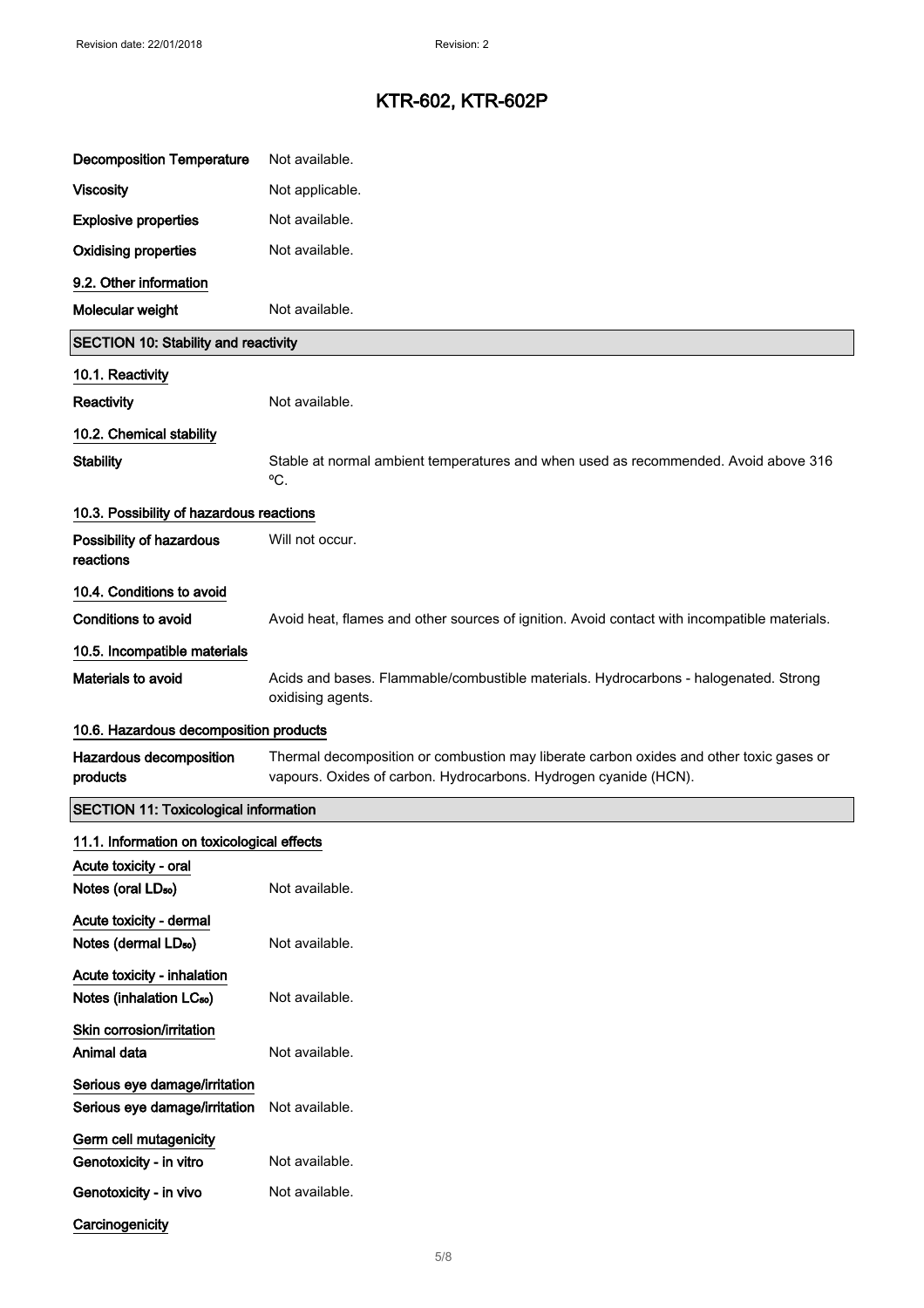| | |
|---|---|
| **Decomposition Temperature** | Not available. |
| **Viscosity** | Not applicable. |
| **Explosive properties** | Not available. |
| **Oxidising properties** | Not available. |

### 9.2. Other information

| | |
|---|---|
| **Molecular weight** | Not available. |

## SECTION 10: Stability and reactivity

### 10.1. Reactivity

| | |
|---|---|
| **Reactivity** | Not available. |

### 10.2. Chemical stability

| | |
|---|---|
| **Stability** | Stable at normal ambient temperatures and when used as recommended. Avoid above 316 ºC. |

### 10.3. Possibility of hazardous reactions

| | |
|---|---|
| **Possibility of hazardous reactions** | Will not occur. |

### 10.4. Conditions to avoid

| | |
|---|---|
| **Conditions to avoid** | Avoid heat, flames and other sources of ignition. Avoid contact with incompatible materials. |

### 10.5. Incompatible materials

| | |
|---|---|
| **Materials to avoid** | Acids and bases. Flammable/combustible materials. Hydrocarbons - halogenated. Strong oxidising agents. |

### 10.6. Hazardous decomposition products

| | |
|---|---|
| **Hazardous decomposition products** | Thermal decomposition or combustion may liberate carbon oxides and other toxic gases or vapours. Oxides of carbon. Hydrocarbons. Hydrogen cyanide (HCN). |

## SECTION 11: Toxicological information

### 11.1. Information on toxicological effects

**Acute toxicity - oral**

| | |
|---|---|
| **Notes (oral $LD_{50}$)** | Not available. |

**Acute toxicity - dermal**

| | |
|---|---|
| **Notes (dermal $LD_{50}$)** | Not available. |

**Acute toxicity - inhalation**

| | |
|---|---|
| **Notes (inhalation $LC_{50}$)** | Not available. |

**Skin corrosion/irritation**

| | |
|---|---|
| **Animal data** | Not available. |

**Serious eye damage/irritation**

| | |
|---|---|
| **Serious eye damage/irritation** | Not available. |

**Germ cell mutagenicity**

| | |
|---|---|
| **Genotoxicity - in vitro** | Not available. |
| **Genotoxicity - in vivo** | Not available. |

**Carcinogenicity**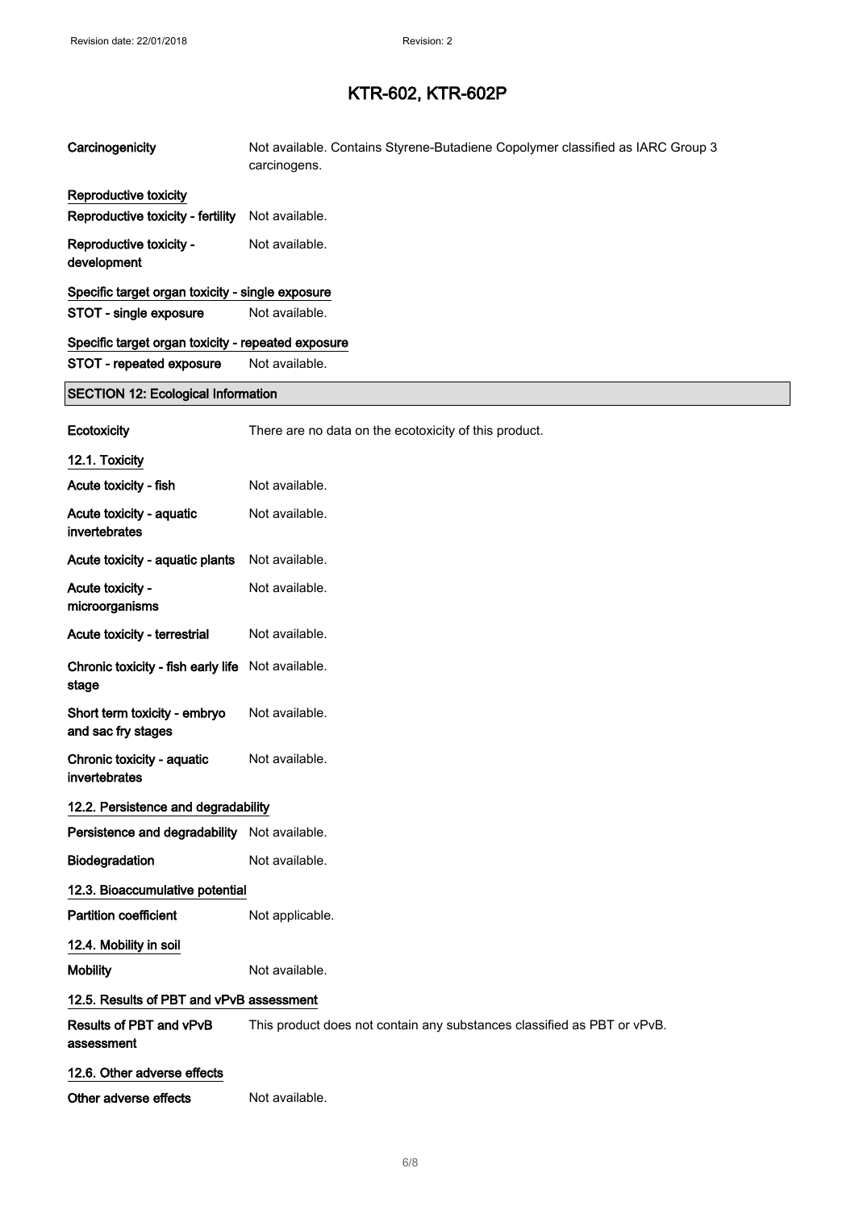| | |
|---|---|
| **Carcinogenicity** | Not available. Contains Styrene-Butadiene Copolymer classified as IARC Group 3 carcinogens. |

**Reproductive toxicity**

| | |
|---|---|
| **Reproductive toxicity - fertility** | Not available. |
| **Reproductive toxicity - development** | Not available. |

**Specific target organ toxicity - single exposure**

| | |
|---|---|
| **STOT - single exposure** | Not available. |

**Specific target organ toxicity - repeated exposure**

| | |
|---|---|
| **STOT - repeated exposure** | Not available. |

## SECTION 12: Ecological Information

| | |
|---|---|
| **Ecotoxicity** | There are no data on the ecotoxicity of this product. |

### 12.1. Toxicity

| | |
|---|---|
| **Acute toxicity - fish** | Not available. |
| **Acute toxicity - aquatic invertebrates** | Not available. |
| **Acute toxicity - aquatic plants** | Not available. |
| **Acute toxicity - microorganisms** | Not available. |
| **Acute toxicity - terrestrial** | Not available. |
| **Chronic toxicity - fish early life stage** | Not available. |
| **Short term toxicity - embryo and sac fry stages** | Not available. |
| **Chronic toxicity - aquatic invertebrates** | Not available. |

### 12.2. Persistence and degradability

| | |
|---|---|
| **Persistence and degradability** | Not available. |
| **Biodegradation** | Not available. |

### 12.3. Bioaccumulative potential

| | |
|---|---|
| **Partition coefficient** | Not applicable. |

### 12.4. Mobility in soil

| | |
|---|---|
| **Mobility** | Not available. |

### 12.5. Results of PBT and vPvB assessment

| | |
|---|---|
| **Results of PBT and vPvB assessment** | This product does not contain any substances classified as PBT or vPvB. |

### 12.6. Other adverse effects

| | |
|---|---|
| **Other adverse effects** | Not available. |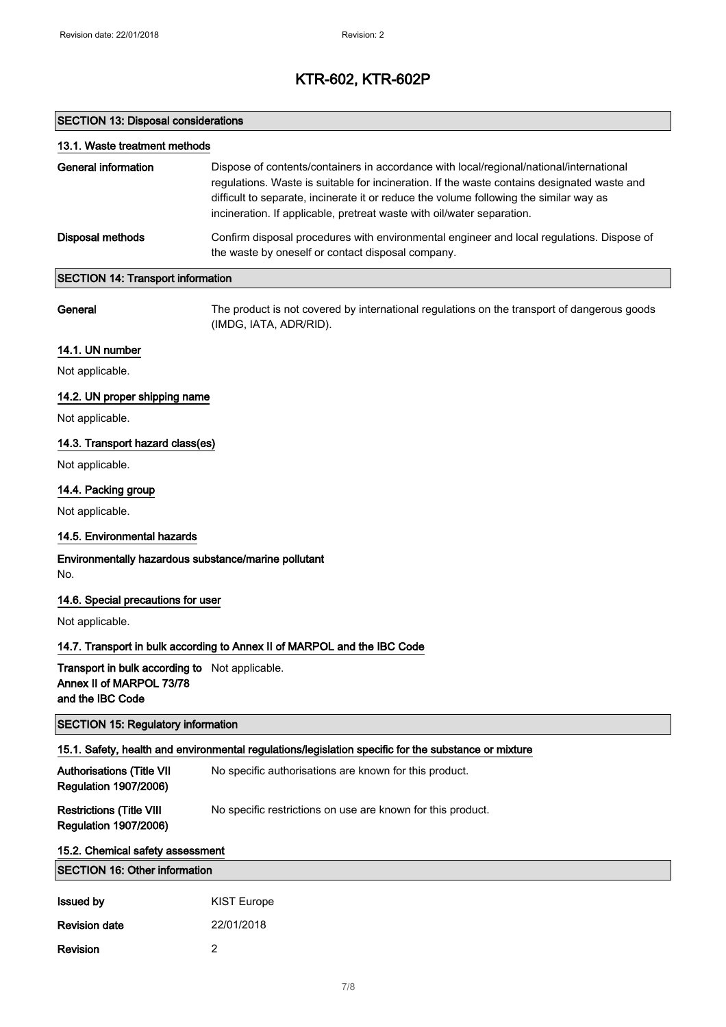## SECTION 13: Disposal considerations

### 13.1. Waste treatment methods

**General information** Dispose of contents/containers in accordance with local/regional/national/international regulations. Waste is suitable for incineration. If the waste contains designated waste and difficult to separate, incinerate it or reduce the volume following the similar way as incineration. If applicable, pretreat waste with oil/water separation.

**Disposal methods** Confirm disposal procedures with environmental engineer and local regulations. Dispose of the waste by oneself or contact disposal company.

## SECTION 14: Transport information

**General** The product is not covered by international regulations on the transport of dangerous goods (IMDG, IATA, ADR/RID).

### 14.1. UN number

Not applicable.

### 14.2. UN proper shipping name

Not applicable.

### 14.3. Transport hazard class(es)

Not applicable.

### 14.4. Packing group

Not applicable.

### 14.5. Environmental hazards

**Environmentally hazardous substance/marine pollutant**

No.

### 14.6. Special precautions for user

Not applicable.

### 14.7. Transport in bulk according to Annex II of MARPOL and the IBC Code

**Transport in bulk according to Annex II of MARPOL 73/78 and the IBC Code** Not applicable.

## SECTION 15: Regulatory information

### 15.1. Safety, health and environmental regulations/legislation specific for the substance or mixture

**Authorisations (Title VII Regulation 1907/2006)** No specific authorisations are known for this product.

**Restrictions (Title VIII Regulation 1907/2006)** No specific restrictions on use are known for this product.

### 15.2. Chemical safety assessment

## SECTION 16: Other information

**Issued by** KIST Europe

**Revision date** 22/01/2018

**Revision** 2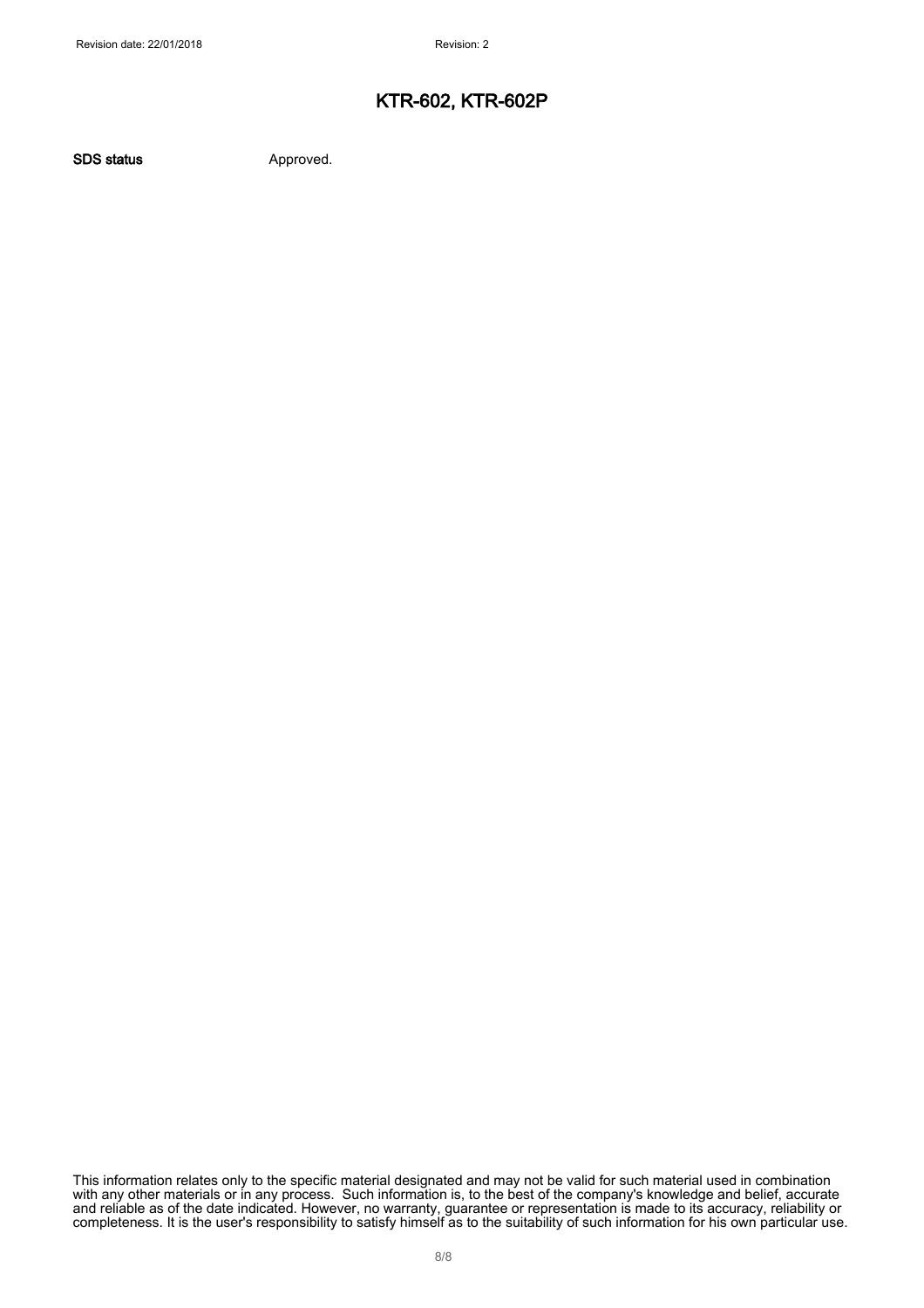**SDS status** Approved.

This information relates only to the specific material designated and may not be valid for such material used in combination with any other materials or in any process. Such information is, to the best of the company's knowledge and belief, accurate and reliable as of the date indicated. However, no warranty, guarantee or representation is made to its accuracy, reliability or completeness. It is the user's responsibility to satisfy himself as to the suitability of such information for his own particular use.